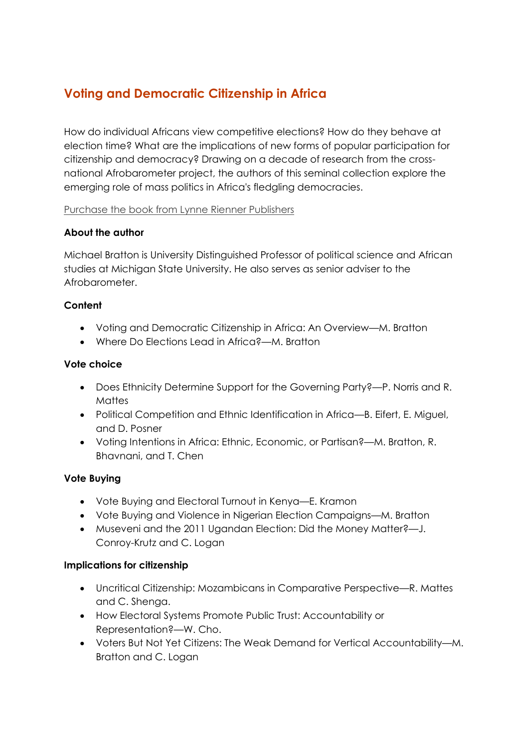# Voting and Democratic Citizenship in Africa

How do individual Africans view competitive elections? How do they behave at election time? What are the implications of new forms of popular participation for citizenship and democracy? Drawing on a decade of research from the cross-national Afrobarometer project, the authors of this seminal collection explore the emerging role of mass politics in Africa's fledgling democracies.

Purchase the book from Lynne Rienner Publishers

### About the author

Michael Bratton is University Distinguished Professor of political science and African studies at Michigan State University. He also serves as senior adviser to the Afrobarometer.

### Content

- Voting and Democratic Citizenship in Africa: An Overview—M. Bratton
- Where Do Elections Lead in Africa?—M. Bratton

### Vote choice

- Does Ethnicity Determine Support for the Governing Party?—P. Norris and R. Mattes
- Political Competition and Ethnic Identification in Africa—B. Eifert, E. Miguel, and D. Posner
- Voting Intentions in Africa: Ethnic, Economic, or Partisan?—M. Bratton, R. Bhavnani, and T. Chen

### Vote Buying

- Vote Buying and Electoral Turnout in Kenya—E. Kramon
- Vote Buying and Violence in Nigerian Election Campaigns—M. Bratton
- Museveni and the 2011 Ugandan Election: Did the Money Matter?—J. Conroy-Krutz and C. Logan

### Implications for citizenship

- Uncritical Citizenship: Mozambicans in Comparative Perspective—R. Mattes and C. Shenga.
- How Electoral Systems Promote Public Trust: Accountability or Representation?—W. Cho.
- Voters But Not Yet Citizens: The Weak Demand for Vertical Accountability—M. Bratton and C. Logan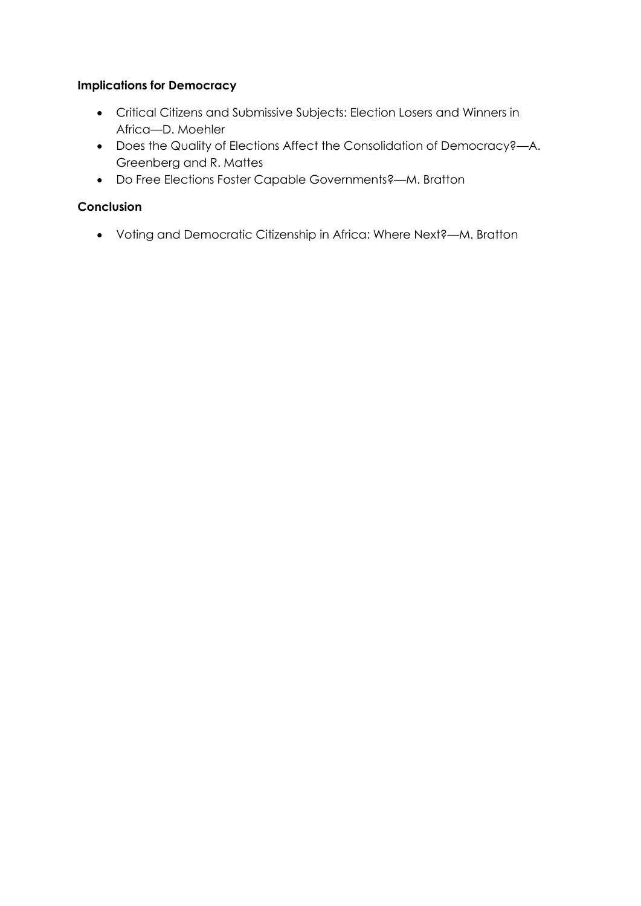**Implications for Democracy**

- Critical Citizens and Submissive Subjects: Election Losers and Winners in Africa—D. Moehler
- Does the Quality of Elections Affect the Consolidation of Democracy?—A. Greenberg and R. Mattes
- Do Free Elections Foster Capable Governments?—M. Bratton

**Conclusion**

- Voting and Democratic Citizenship in Africa: Where Next?—M. Bratton